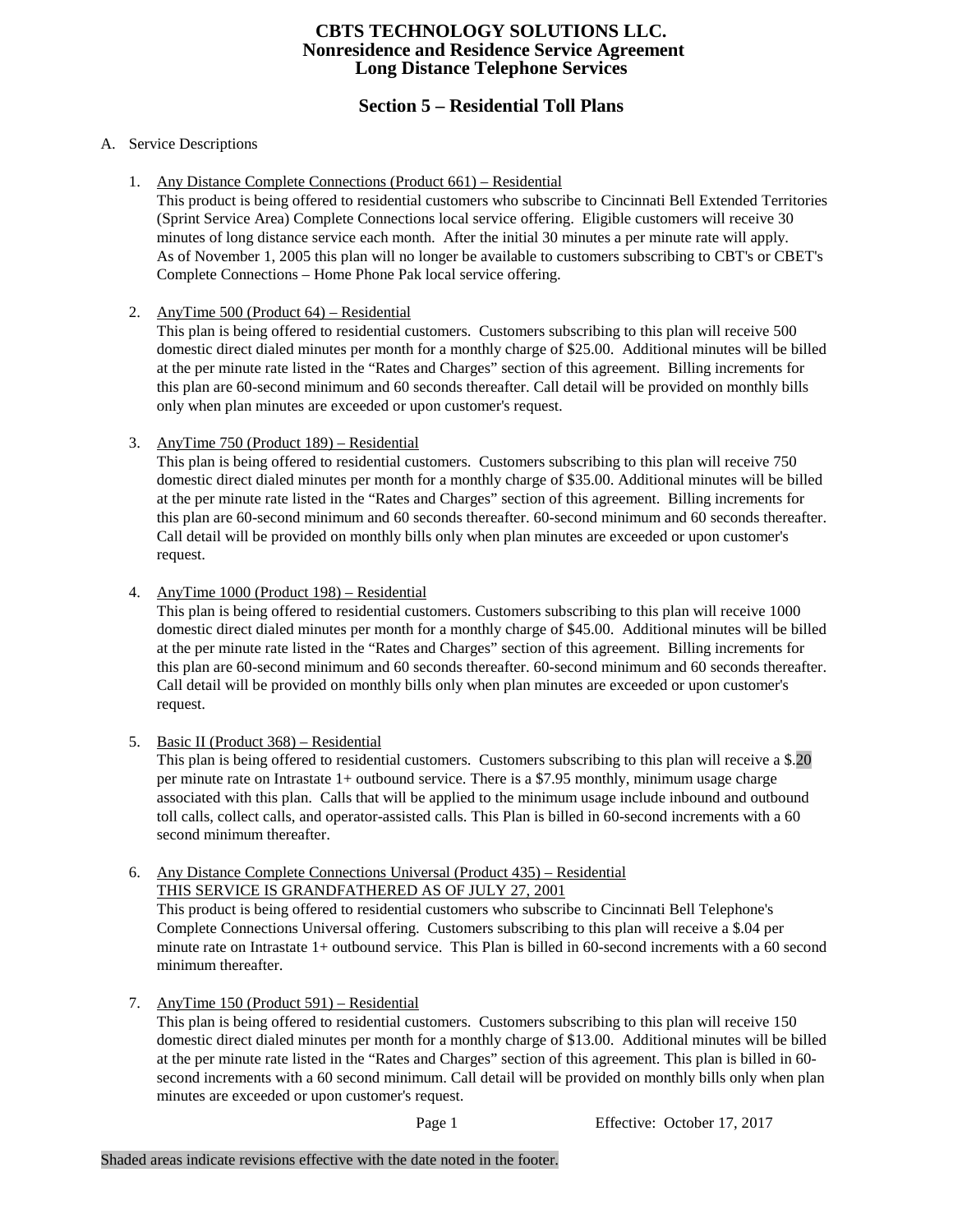# CBTS TECHNOLOGY SOLUTIONS LLC.
## Nonresidence and Residence Service Agreement
## Long Distance Telephone Services

## Section 5 – Residential Toll Plans

A. Service Descriptions

1. Any Distance Complete Connections (Product 661) – Residential
   This product is being offered to residential customers who subscribe to Cincinnati Bell Extended Territories (Sprint Service Area) Complete Connections local service offering. Eligible customers will receive 30 minutes of long distance service each month. After the initial 30 minutes a per minute rate will apply. As of November 1, 2005 this plan will no longer be available to customers subscribing to CBT's or CBET's Complete Connections – Home Phone Pak local service offering.

2. AnyTime 500 (Product 64) – Residential
   This plan is being offered to residential customers. Customers subscribing to this plan will receive 500 domestic direct dialed minutes per month for a monthly charge of $25.00. Additional minutes will be billed at the per minute rate listed in the "Rates and Charges" section of this agreement. Billing increments for this plan are 60-second minimum and 60 seconds thereafter. Call detail will be provided on monthly bills only when plan minutes are exceeded or upon customer's request.

3. AnyTime 750 (Product 189) – Residential
   This plan is being offered to residential customers. Customers subscribing to this plan will receive 750 domestic direct dialed minutes per month for a monthly charge of $35.00. Additional minutes will be billed at the per minute rate listed in the "Rates and Charges" section of this agreement. Billing increments for this plan are 60-second minimum and 60 seconds thereafter. 60-second minimum and 60 seconds thereafter. Call detail will be provided on monthly bills only when plan minutes are exceeded or upon customer's request.

4. AnyTime 1000 (Product 198) – Residential
   This plan is being offered to residential customers. Customers subscribing to this plan will receive 1000 domestic direct dialed minutes per month for a monthly charge of $45.00. Additional minutes will be billed at the per minute rate listed in the "Rates and Charges" section of this agreement. Billing increments for this plan are 60-second minimum and 60 seconds thereafter. 60-second minimum and 60 seconds thereafter. Call detail will be provided on monthly bills only when plan minutes are exceeded or upon customer's request.

5. Basic II (Product 368) – Residential
   This plan is being offered to residential customers. Customers subscribing to this plan will receive a $.20 per minute rate on Intrastate 1+ outbound service. There is a $7.95 monthly, minimum usage charge associated with this plan. Calls that will be applied to the minimum usage include inbound and outbound toll calls, collect calls, and operator-assisted calls. This Plan is billed in 60-second increments with a 60 second minimum thereafter.

6. Any Distance Complete Connections Universal (Product 435) – Residential
   THIS SERVICE IS GRANDFATHERED AS OF JULY 27, 2001
   This product is being offered to residential customers who subscribe to Cincinnati Bell Telephone's Complete Connections Universal offering. Customers subscribing to this plan will receive a $.04 per minute rate on Intrastate 1+ outbound service. This Plan is billed in 60-second increments with a 60 second minimum thereafter.

7. AnyTime 150 (Product 591) – Residential
   This plan is being offered to residential customers. Customers subscribing to this plan will receive 150 domestic direct dialed minutes per month for a monthly charge of $13.00. Additional minutes will be billed at the per minute rate listed in the "Rates and Charges" section of this agreement. This plan is billed in 60-second increments with a 60 second minimum. Call detail will be provided on monthly bills only when plan minutes are exceeded or upon customer's request.

Effective: October 17, 2017

Shaded areas indicate revisions effective with the date noted in the footer.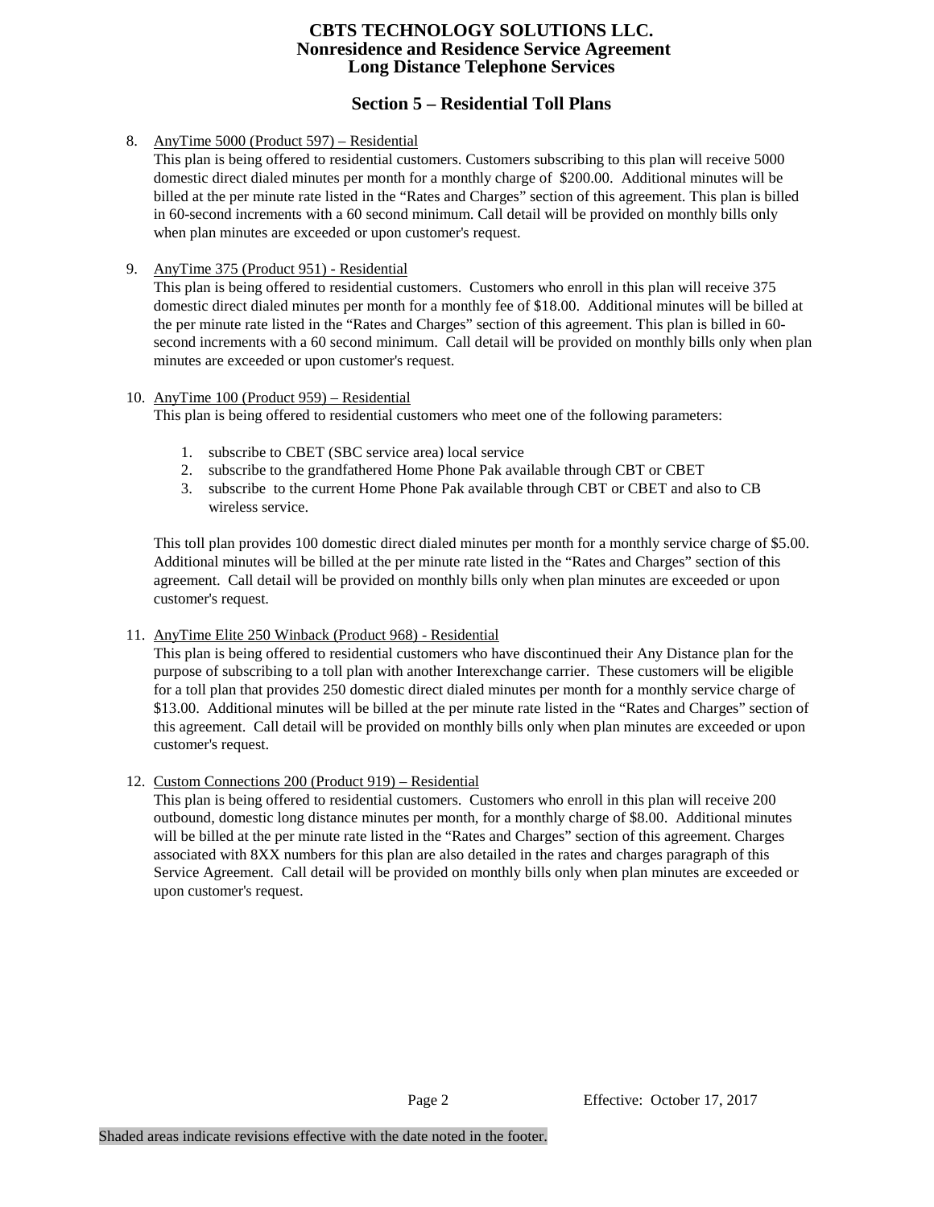## Section 5 – Residential Toll Plans

8. AnyTime 5000 (Product 597) – Residential

   This plan is being offered to residential customers. Customers subscribing to this plan will receive 5000 domestic direct dialed minutes per month for a monthly charge of $200.00. Additional minutes will be billed at the per minute rate listed in the "Rates and Charges" section of this agreement. This plan is billed in 60-second increments with a 60 second minimum. Call detail will be provided on monthly bills only when plan minutes are exceeded or upon customer's request.

9. AnyTime 375 (Product 951) - Residential

   This plan is being offered to residential customers. Customers who enroll in this plan will receive 375 domestic direct dialed minutes per month for a monthly fee of $18.00. Additional minutes will be billed at the per minute rate listed in the "Rates and Charges" section of this agreement. This plan is billed in 60-second increments with a 60 second minimum. Call detail will be provided on monthly bills only when plan minutes are exceeded or upon customer's request.

10. AnyTime 100 (Product 959) – Residential

    This plan is being offered to residential customers who meet one of the following parameters:

    1. subscribe to CBET (SBC service area) local service
    2. subscribe to the grandfathered Home Phone Pak available through CBT or CBET
    3. subscribe to the current Home Phone Pak available through CBT or CBET and also to CB wireless service.

    This toll plan provides 100 domestic direct dialed minutes per month for a monthly service charge of $5.00. Additional minutes will be billed at the per minute rate listed in the "Rates and Charges" section of this agreement. Call detail will be provided on monthly bills only when plan minutes are exceeded or upon customer's request.

11. AnyTime Elite 250 Winback (Product 968) - Residential

    This plan is being offered to residential customers who have discontinued their Any Distance plan for the purpose of subscribing to a toll plan with another Interexchange carrier. These customers will be eligible for a toll plan that provides 250 domestic direct dialed minutes per month for a monthly service charge of $13.00. Additional minutes will be billed at the per minute rate listed in the "Rates and Charges" section of this agreement. Call detail will be provided on monthly bills only when plan minutes are exceeded or upon customer's request.

12. Custom Connections 200 (Product 919) – Residential

    This plan is being offered to residential customers. Customers who enroll in this plan will receive 200 outbound, domestic long distance minutes per month, for a monthly charge of $8.00. Additional minutes will be billed at the per minute rate listed in the "Rates and Charges" section of this agreement. Charges associated with 8XX numbers for this plan are also detailed in the rates and charges paragraph of this Service Agreement. Call detail will be provided on monthly bills only when plan minutes are exceeded or upon customer's request.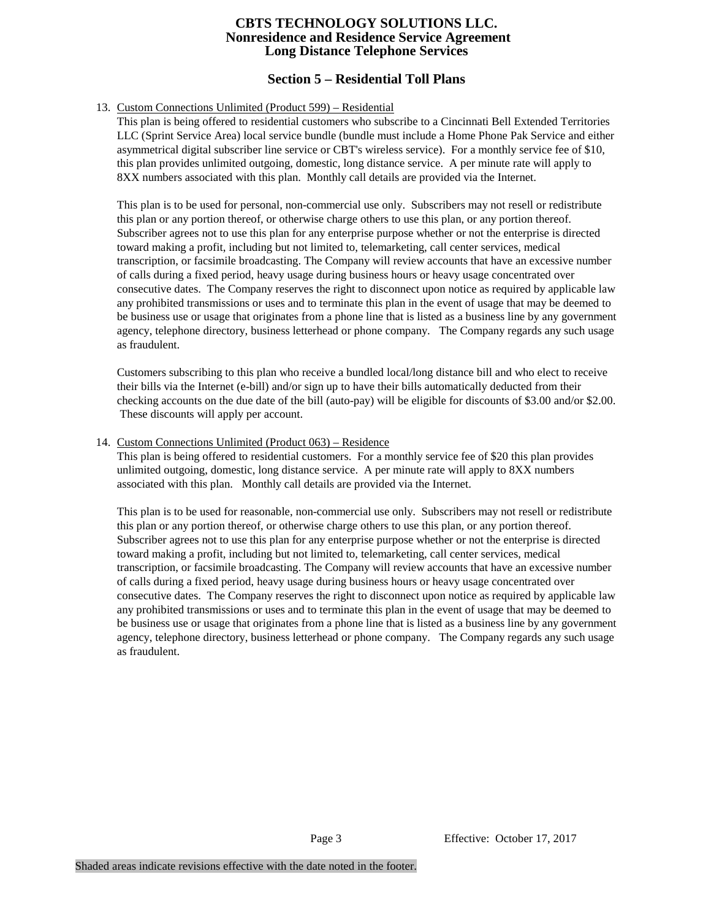## Section 5 – Residential Toll Plans

13. Custom Connections Unlimited (Product 599) – Residential

    This plan is being offered to residential customers who subscribe to a Cincinnati Bell Extended Territories LLC (Sprint Service Area) local service bundle (bundle must include a Home Phone Pak Service and either asymmetrical digital subscriber line service or CBT's wireless service). For a monthly service fee of $10, this plan provides unlimited outgoing, domestic, long distance service. A per minute rate will apply to 8XX numbers associated with this plan. Monthly call details are provided via the Internet.

    This plan is to be used for personal, non-commercial use only. Subscribers may not resell or redistribute this plan or any portion thereof, or otherwise charge others to use this plan, or any portion thereof. Subscriber agrees not to use this plan for any enterprise purpose whether or not the enterprise is directed toward making a profit, including but not limited to, telemarketing, call center services, medical transcription, or facsimile broadcasting. The Company will review accounts that have an excessive number of calls during a fixed period, heavy usage during business hours or heavy usage concentrated over consecutive dates. The Company reserves the right to disconnect upon notice as required by applicable law any prohibited transmissions or uses and to terminate this plan in the event of usage that may be deemed to be business use or usage that originates from a phone line that is listed as a business line by any government agency, telephone directory, business letterhead or phone company. The Company regards any such usage as fraudulent.

    Customers subscribing to this plan who receive a bundled local/long distance bill and who elect to receive their bills via the Internet (e-bill) and/or sign up to have their bills automatically deducted from their checking accounts on the due date of the bill (auto-pay) will be eligible for discounts of $3.00 and/or $2.00. These discounts will apply per account.

14. Custom Connections Unlimited (Product 063) – Residence

    This plan is being offered to residential customers. For a monthly service fee of $20 this plan provides unlimited outgoing, domestic, long distance service. A per minute rate will apply to 8XX numbers associated with this plan. Monthly call details are provided via the Internet.

    This plan is to be used for reasonable, non-commercial use only. Subscribers may not resell or redistribute this plan or any portion thereof, or otherwise charge others to use this plan, or any portion thereof. Subscriber agrees not to use this plan for any enterprise purpose whether or not the enterprise is directed toward making a profit, including but not limited to, telemarketing, call center services, medical transcription, or facsimile broadcasting. The Company will review accounts that have an excessive number of calls during a fixed period, heavy usage during business hours or heavy usage concentrated over consecutive dates. The Company reserves the right to disconnect upon notice as required by applicable law any prohibited transmissions or uses and to terminate this plan in the event of usage that may be deemed to be business use or usage that originates from a phone line that is listed as a business line by any government agency, telephone directory, business letterhead or phone company. The Company regards any such usage as fraudulent.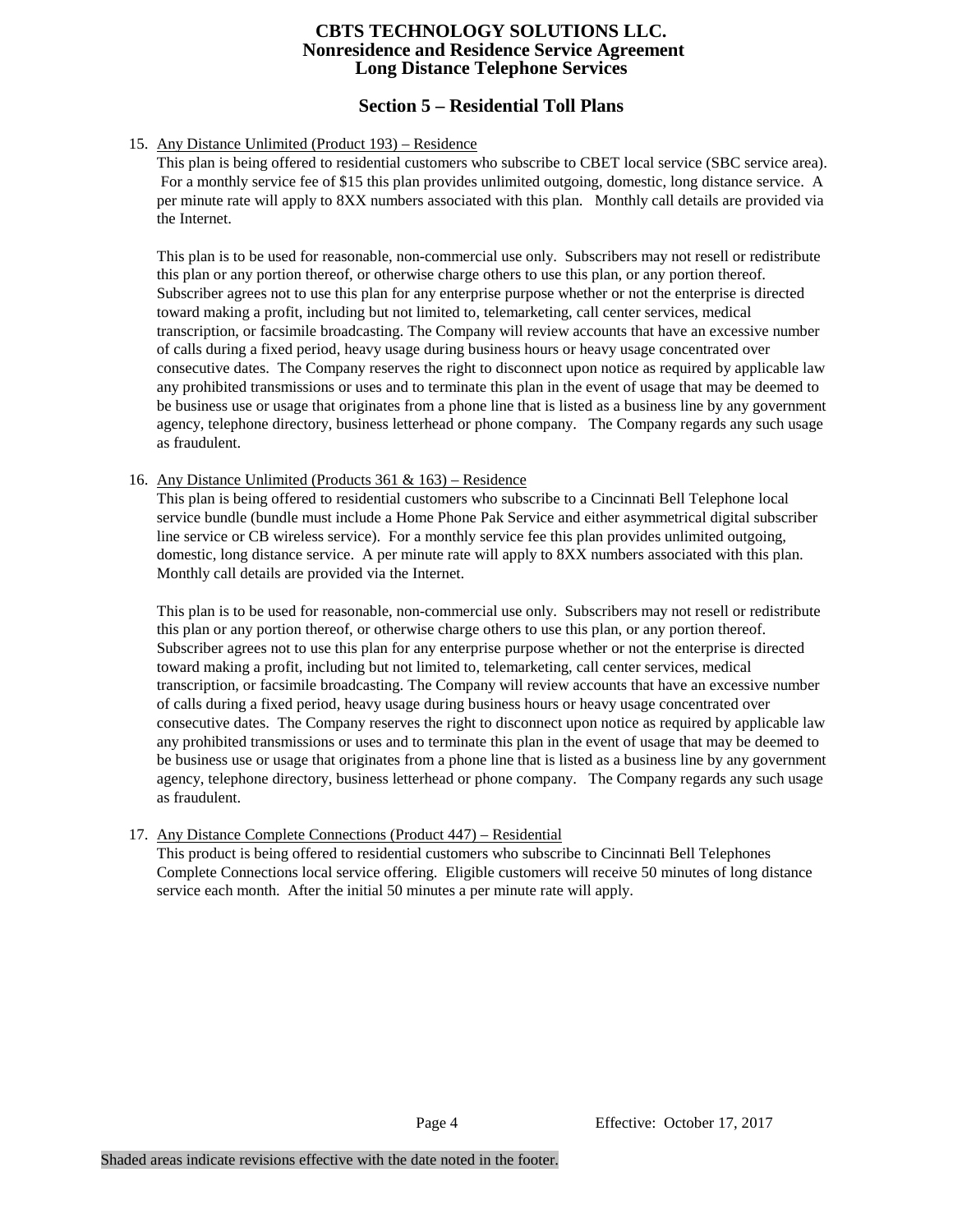## Section 5 – Residential Toll Plans

15. Any Distance Unlimited (Product 193) – Residence

    This plan is being offered to residential customers who subscribe to CBET local service (SBC service area). For a monthly service fee of $15 this plan provides unlimited outgoing, domestic, long distance service. A per minute rate will apply to 8XX numbers associated with this plan. Monthly call details are provided via the Internet.

    This plan is to be used for reasonable, non-commercial use only. Subscribers may not resell or redistribute this plan or any portion thereof, or otherwise charge others to use this plan, or any portion thereof. Subscriber agrees not to use this plan for any enterprise purpose whether or not the enterprise is directed toward making a profit, including but not limited to, telemarketing, call center services, medical transcription, or facsimile broadcasting. The Company will review accounts that have an excessive number of calls during a fixed period, heavy usage during business hours or heavy usage concentrated over consecutive dates. The Company reserves the right to disconnect upon notice as required by applicable law any prohibited transmissions or uses and to terminate this plan in the event of usage that may be deemed to be business use or usage that originates from a phone line that is listed as a business line by any government agency, telephone directory, business letterhead or phone company. The Company regards any such usage as fraudulent.

16. Any Distance Unlimited (Products 361 & 163) – Residence

    This plan is being offered to residential customers who subscribe to a Cincinnati Bell Telephone local service bundle (bundle must include a Home Phone Pak Service and either asymmetrical digital subscriber line service or CB wireless service). For a monthly service fee this plan provides unlimited outgoing, domestic, long distance service. A per minute rate will apply to 8XX numbers associated with this plan. Monthly call details are provided via the Internet.

    This plan is to be used for reasonable, non-commercial use only. Subscribers may not resell or redistribute this plan or any portion thereof, or otherwise charge others to use this plan, or any portion thereof. Subscriber agrees not to use this plan for any enterprise purpose whether or not the enterprise is directed toward making a profit, including but not limited to, telemarketing, call center services, medical transcription, or facsimile broadcasting. The Company will review accounts that have an excessive number of calls during a fixed period, heavy usage during business hours or heavy usage concentrated over consecutive dates. The Company reserves the right to disconnect upon notice as required by applicable law any prohibited transmissions or uses and to terminate this plan in the event of usage that may be deemed to be business use or usage that originates from a phone line that is listed as a business line by any government agency, telephone directory, business letterhead or phone company. The Company regards any such usage as fraudulent.

17. Any Distance Complete Connections (Product 447) – Residential

    This product is being offered to residential customers who subscribe to Cincinnati Bell Telephones Complete Connections local service offering. Eligible customers will receive 50 minutes of long distance service each month. After the initial 50 minutes a per minute rate will apply.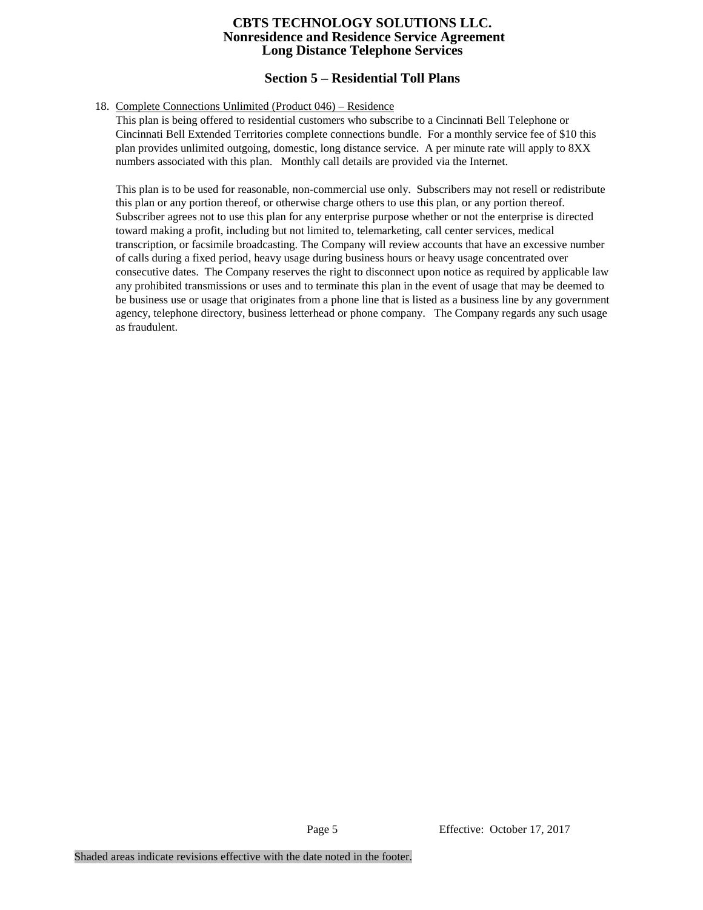## Section 5 – Residential Toll Plans

18. Complete Connections Unlimited (Product 046) – Residence

    This plan is being offered to residential customers who subscribe to a Cincinnati Bell Telephone or Cincinnati Bell Extended Territories complete connections bundle. For a monthly service fee of $10 this plan provides unlimited outgoing, domestic, long distance service. A per minute rate will apply to 8XX numbers associated with this plan. Monthly call details are provided via the Internet.

    This plan is to be used for reasonable, non-commercial use only. Subscribers may not resell or redistribute this plan or any portion thereof, or otherwise charge others to use this plan, or any portion thereof. Subscriber agrees not to use this plan for any enterprise purpose whether or not the enterprise is directed toward making a profit, including but not limited to, telemarketing, call center services, medical transcription, or facsimile broadcasting. The Company will review accounts that have an excessive number of calls during a fixed period, heavy usage during business hours or heavy usage concentrated over consecutive dates. The Company reserves the right to disconnect upon notice as required by applicable law any prohibited transmissions or uses and to terminate this plan in the event of usage that may be deemed to be business use or usage that originates from a phone line that is listed as a business line by any government agency, telephone directory, business letterhead or phone company. The Company regards any such usage as fraudulent.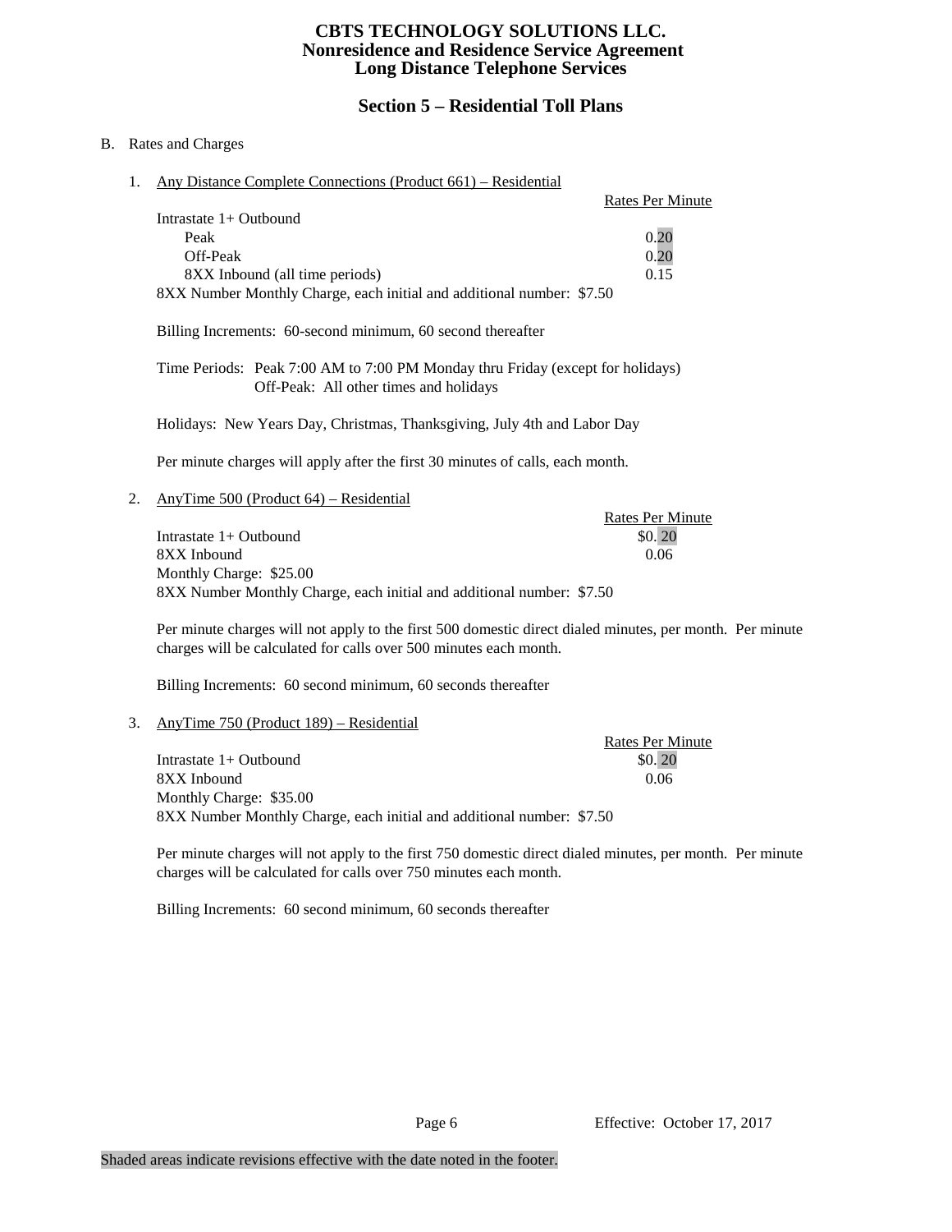# CBTS TECHNOLOGY SOLUTIONS LLC.
## Nonresidence and Residence Service Agreement
## Long Distance Telephone Services

## Section 5 – Residential Toll Plans

B. Rates and Charges

1. Any Distance Complete Connections (Product 661) – Residential

| | Rates Per Minute |
|---|---|
| Intrastate 1+ Outbound | |
| Peak | 0.20 |
| Off-Peak | 0.20 |
| 8XX Inbound (all time periods) | 0.15 |

8XX Number Monthly Charge, each initial and additional number: $7.50

Billing Increments: 60-second minimum, 60 second thereafter

Time Periods: Peak 7:00 AM to 7:00 PM Monday thru Friday (except for holidays)
Off-Peak: All other times and holidays

Holidays: New Years Day, Christmas, Thanksgiving, July 4th and Labor Day

Per minute charges will apply after the first 30 minutes of calls, each month.

2. AnyTime 500 (Product 64) – Residential

| | Rates Per Minute |
|---|---|
| Intrastate 1+ Outbound | $0. 20 |
| 8XX Inbound | 0.06 |

Monthly Charge: $25.00
8XX Number Monthly Charge, each initial and additional number: $7.50

Per minute charges will not apply to the first 500 domestic direct dialed minutes, per month. Per minute charges will be calculated for calls over 500 minutes each month.

Billing Increments: 60 second minimum, 60 seconds thereafter

3. AnyTime 750 (Product 189) – Residential

| | Rates Per Minute |
|---|---|
| Intrastate 1+ Outbound | $0. 20 |
| 8XX Inbound | 0.06 |

Monthly Charge: $35.00
8XX Number Monthly Charge, each initial and additional number: $7.50

Per minute charges will not apply to the first 750 domestic direct dialed minutes, per month. Per minute charges will be calculated for calls over 750 minutes each month.

Billing Increments: 60 second minimum, 60 seconds thereafter

Effective: October 17, 2017

Shaded areas indicate revisions effective with the date noted in the footer.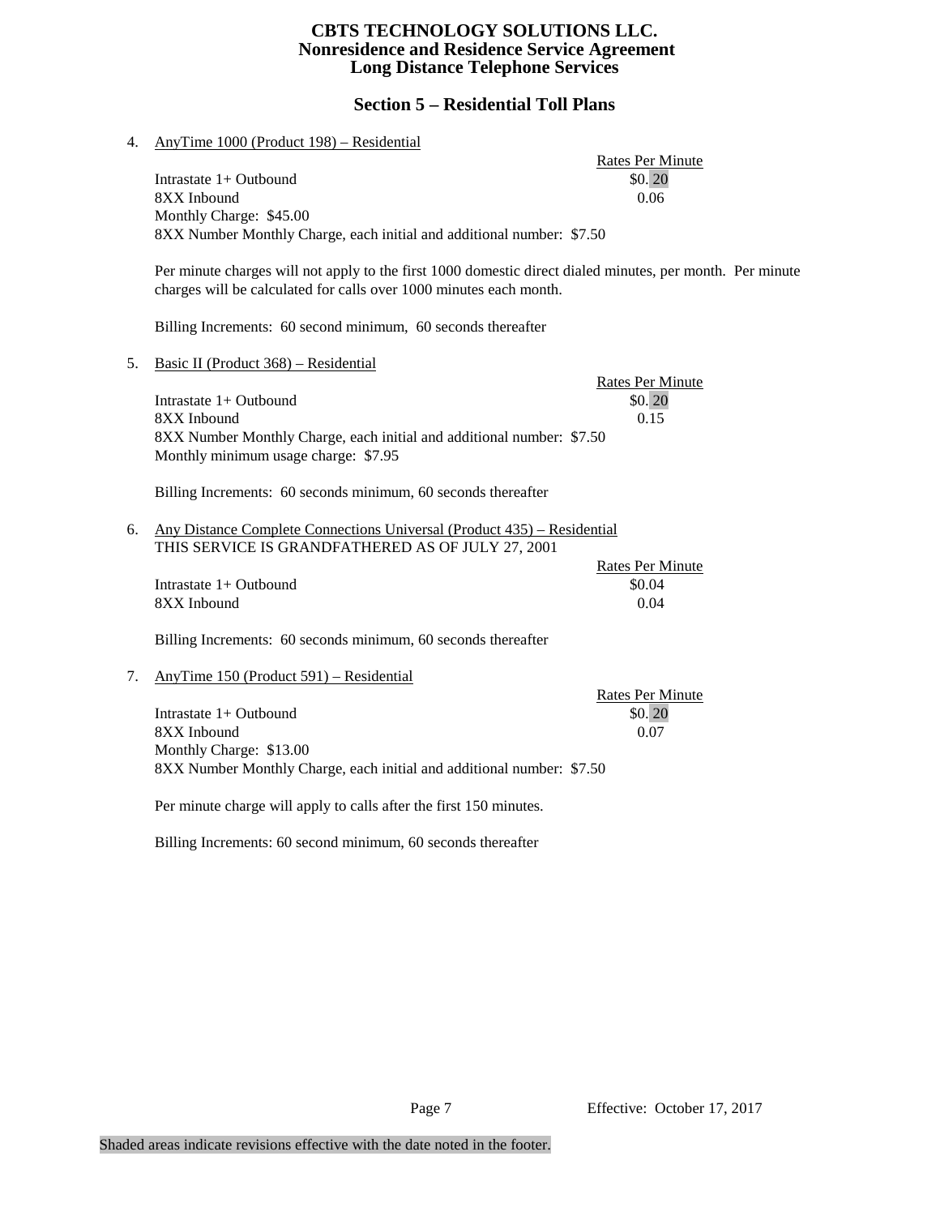# CBTS TECHNOLOGY SOLUTIONS LLC.
## Nonresidence and Residence Service Agreement
## Long Distance Telephone Services

## Section 5 – Residential Toll Plans

4. AnyTime 1000 (Product 198) – Residential

| | Rates Per Minute |
|---|---|
| Intrastate 1+ Outbound | $0. 20 |
| 8XX Inbound | 0.06 |

Monthly Charge: $45.00
8XX Number Monthly Charge, each initial and additional number: $7.50

Per minute charges will not apply to the first 1000 domestic direct dialed minutes, per month. Per minute charges will be calculated for calls over 1000 minutes each month.

Billing Increments: 60 second minimum, 60 seconds thereafter

5. Basic II (Product 368) – Residential

| | Rates Per Minute |
|---|---|
| Intrastate 1+ Outbound | $0. 20 |
| 8XX Inbound | 0.15 |

8XX Number Monthly Charge, each initial and additional number: $7.50
Monthly minimum usage charge: $7.95

Billing Increments: 60 seconds minimum, 60 seconds thereafter

6. Any Distance Complete Connections Universal (Product 435) – Residential
THIS SERVICE IS GRANDFATHERED AS OF JULY 27, 2001

| | Rates Per Minute |
|---|---|
| Intrastate 1+ Outbound | $0.04 |
| 8XX Inbound | 0.04 |

Billing Increments: 60 seconds minimum, 60 seconds thereafter

7. AnyTime 150 (Product 591) – Residential

| | Rates Per Minute |
|---|---|
| Intrastate 1+ Outbound | $0. 20 |
| 8XX Inbound | 0.07 |

Monthly Charge: $13.00
8XX Number Monthly Charge, each initial and additional number: $7.50

Per minute charge will apply to calls after the first 150 minutes.

Billing Increments: 60 second minimum, 60 seconds thereafter

Effective: October 17, 2017

Shaded areas indicate revisions effective with the date noted in the footer.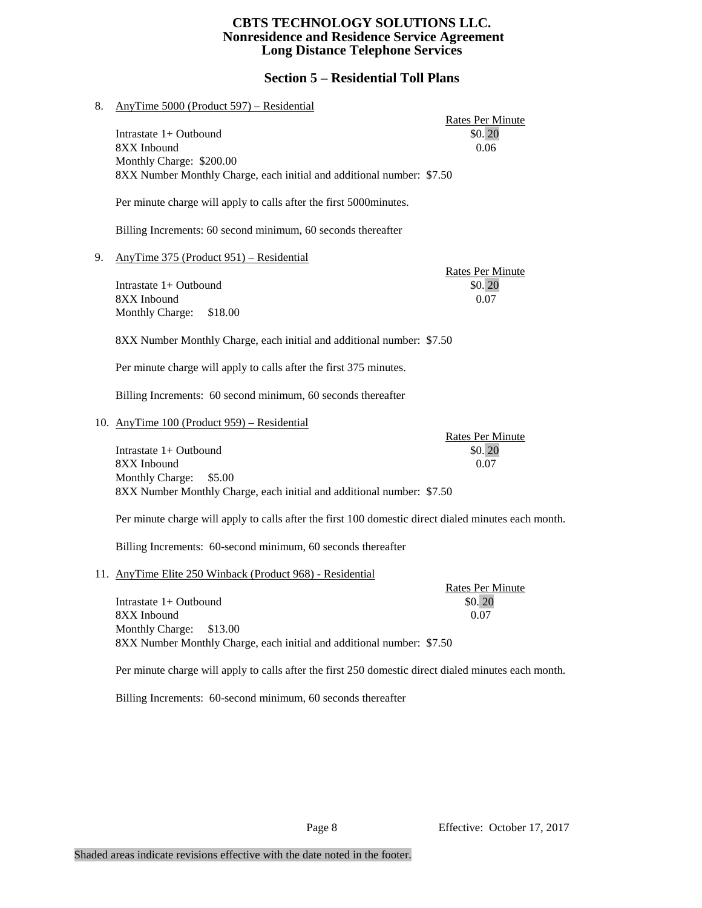# CBTS TECHNOLOGY SOLUTIONS LLC.
## Nonresidence and Residence Service Agreement
## Long Distance Telephone Services

## Section 5 – Residential Toll Plans

8. AnyTime 5000 (Product 597) – Residential

| | Rates Per Minute |
|---|---|
| Intrastate 1+ Outbound | $0. 20 |
| 8XX Inbound | 0.06 |

Monthly Charge: $200.00
8XX Number Monthly Charge, each initial and additional number: $7.50

Per minute charge will apply to calls after the first 5000minutes.

Billing Increments: 60 second minimum, 60 seconds thereafter

9. AnyTime 375 (Product 951) – Residential

| | Rates Per Minute |
|---|---|
| Intrastate 1+ Outbound | $0. 20 |
| 8XX Inbound | 0.07 |

Monthly Charge: $18.00

8XX Number Monthly Charge, each initial and additional number: $7.50

Per minute charge will apply to calls after the first 375 minutes.

Billing Increments: 60 second minimum, 60 seconds thereafter

10. AnyTime 100 (Product 959) – Residential

| | Rates Per Minute |
|---|---|
| Intrastate 1+ Outbound | $0. 20 |
| 8XX Inbound | 0.07 |

Monthly Charge: $5.00
8XX Number Monthly Charge, each initial and additional number: $7.50

Per minute charge will apply to calls after the first 100 domestic direct dialed minutes each month.

Billing Increments: 60-second minimum, 60 seconds thereafter

11. AnyTime Elite 250 Winback (Product 968) - Residential

| | Rates Per Minute |
|---|---|
| Intrastate 1+ Outbound | $0. 20 |
| 8XX Inbound | 0.07 |

Monthly Charge: $13.00
8XX Number Monthly Charge, each initial and additional number: $7.50

Per minute charge will apply to calls after the first 250 domestic direct dialed minutes each month.

Billing Increments: 60-second minimum, 60 seconds thereafter

Effective: October 17, 2017

Shaded areas indicate revisions effective with the date noted in the footer.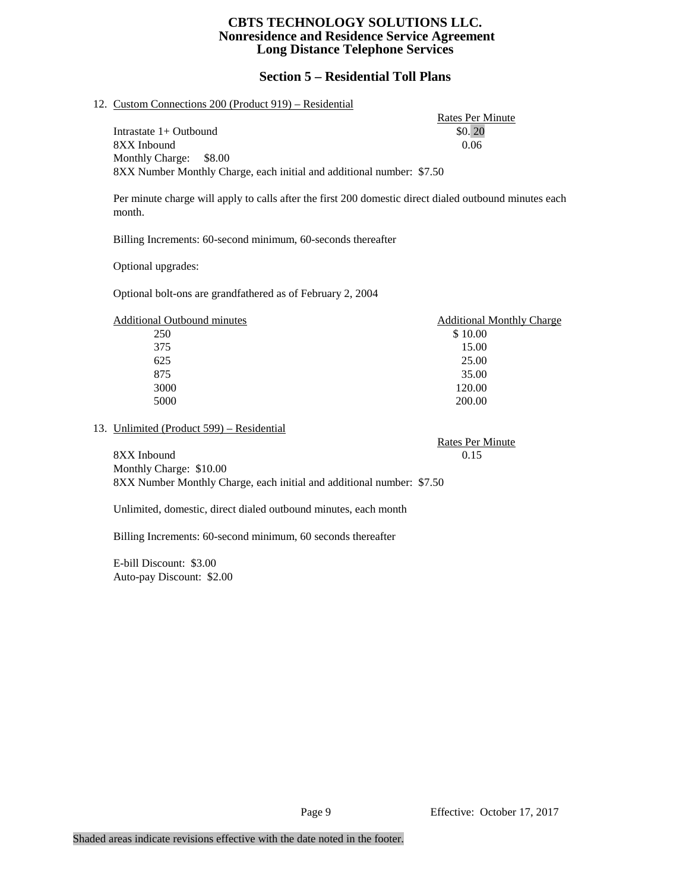# CBTS TECHNOLOGY SOLUTIONS LLC.
## Nonresidence and Residence Service Agreement
## Long Distance Telephone Services

## Section 5 – Residential Toll Plans

12. Custom Connections 200 (Product 919) – Residential

| | Rates Per Minute |
|---|---|
| Intrastate 1+ Outbound | $0. 20 |
| 8XX Inbound | 0.06 |

Monthly Charge: $8.00

8XX Number Monthly Charge, each initial and additional number: $7.50

Per minute charge will apply to calls after the first 200 domestic direct dialed outbound minutes each month.

Billing Increments: 60-second minimum, 60-seconds thereafter

Optional upgrades:

Optional bolt-ons are grandfathered as of February 2, 2004

| Additional Outbound minutes | Additional Monthly Charge |
|---|---|
| 250 | $ 10.00 |
| 375 | 15.00 |
| 625 | 25.00 |
| 875 | 35.00 |
| 3000 | 120.00 |
| 5000 | 200.00 |

13. Unlimited (Product 599) – Residential

| | Rates Per Minute |
|---|---|
| 8XX Inbound | 0.15 |

Monthly Charge: $10.00

8XX Number Monthly Charge, each initial and additional number: $7.50

Unlimited, domestic, direct dialed outbound minutes, each month

Billing Increments: 60-second minimum, 60 seconds thereafter

E-bill Discount: $3.00

Auto-pay Discount: $2.00

Effective: October 17, 2017

Shaded areas indicate revisions effective with the date noted in the footer.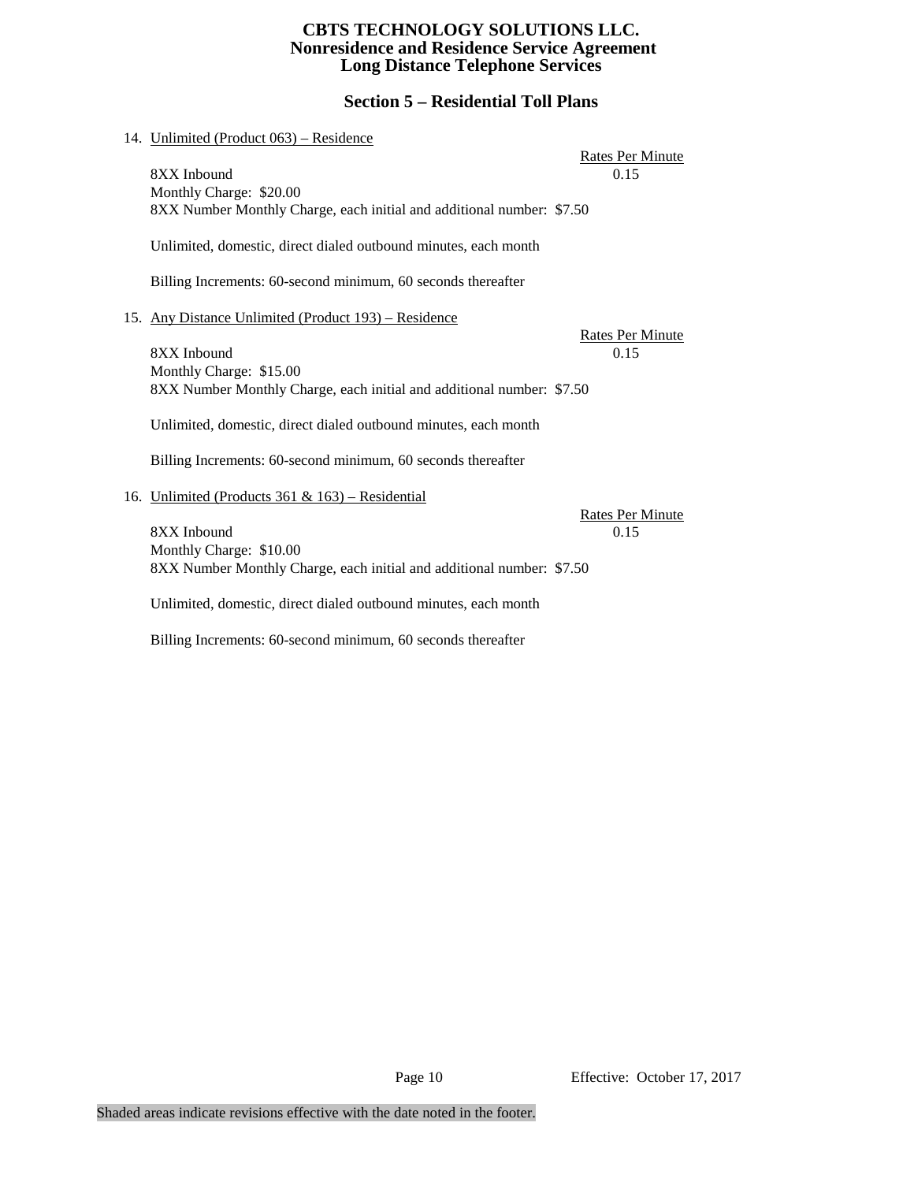# CBTS TECHNOLOGY SOLUTIONS LLC.
## Nonresidence and Residence Service Agreement
## Long Distance Telephone Services

## Section 5 – Residential Toll Plans

14. Unlimited (Product 063) – Residence

| | Rates Per Minute |
|---|---|
| 8XX Inbound | 0.15 |

Monthly Charge: $20.00
8XX Number Monthly Charge, each initial and additional number: $7.50

Unlimited, domestic, direct dialed outbound minutes, each month

Billing Increments: 60-second minimum, 60 seconds thereafter

15. Any Distance Unlimited (Product 193) – Residence

| | Rates Per Minute |
|---|---|
| 8XX Inbound | 0.15 |

Monthly Charge: $15.00
8XX Number Monthly Charge, each initial and additional number: $7.50

Unlimited, domestic, direct dialed outbound minutes, each month

Billing Increments: 60-second minimum, 60 seconds thereafter

16. Unlimited (Products 361 & 163) – Residential

| | Rates Per Minute |
|---|---|
| 8XX Inbound | 0.15 |

Monthly Charge: $10.00
8XX Number Monthly Charge, each initial and additional number: $7.50

Unlimited, domestic, direct dialed outbound minutes, each month

Billing Increments: 60-second minimum, 60 seconds thereafter

Effective: October 17, 2017

Shaded areas indicate revisions effective with the date noted in the footer.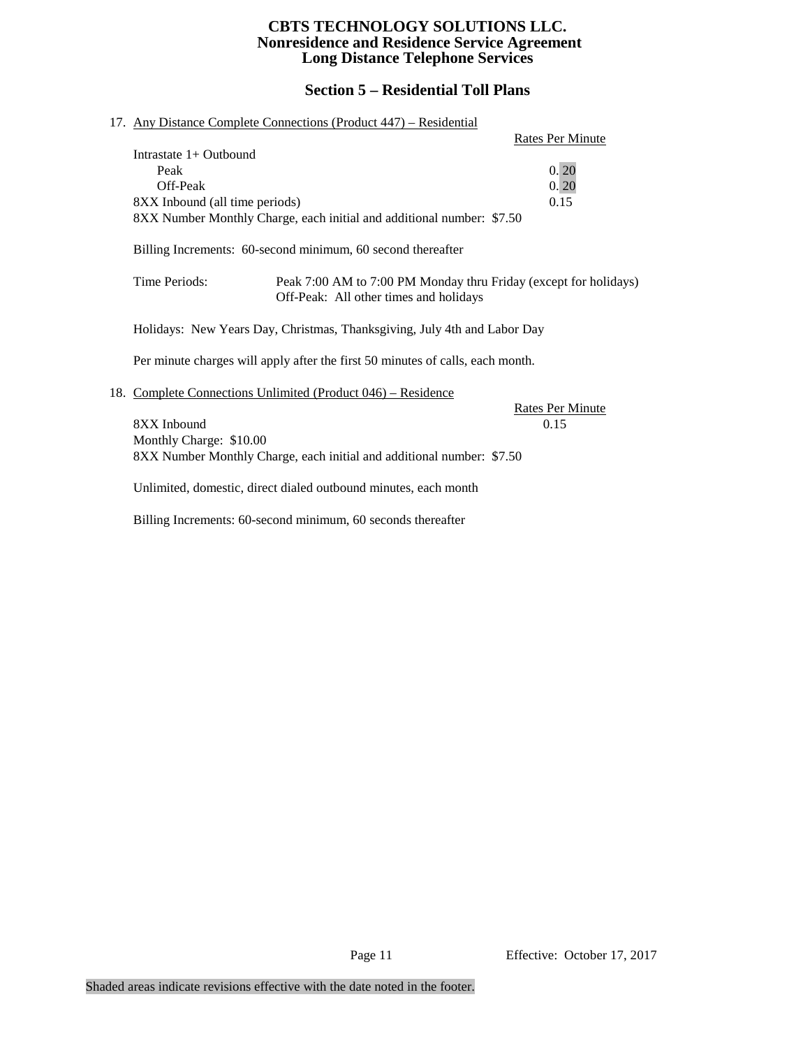# CBTS TECHNOLOGY SOLUTIONS LLC.
## Nonresidence and Residence Service Agreement
## Long Distance Telephone Services

## Section 5 – Residential Toll Plans

17. Any Distance Complete Connections (Product 447) – Residential

| | Rates Per Minute |
|---|---|
| Intrastate 1+ Outbound | |
| Peak | 0.20 |
| Off-Peak | 0.20 |
| 8XX Inbound (all time periods) | 0.15 |

8XX Number Monthly Charge, each initial and additional number: $7.50

Billing Increments: 60-second minimum, 60 second thereafter

Time Periods: Peak 7:00 AM to 7:00 PM Monday thru Friday (except for holidays)
Off-Peak: All other times and holidays

Holidays: New Years Day, Christmas, Thanksgiving, July 4th and Labor Day

Per minute charges will apply after the first 50 minutes of calls, each month.

18. Complete Connections Unlimited (Product 046) – Residence

| | Rates Per Minute |
|---|---|
| 8XX Inbound | 0.15 |

Monthly Charge: $10.00

8XX Number Monthly Charge, each initial and additional number: $7.50

Unlimited, domestic, direct dialed outbound minutes, each month

Billing Increments: 60-second minimum, 60 seconds thereafter

Effective: October 17, 2017

Shaded areas indicate revisions effective with the date noted in the footer.